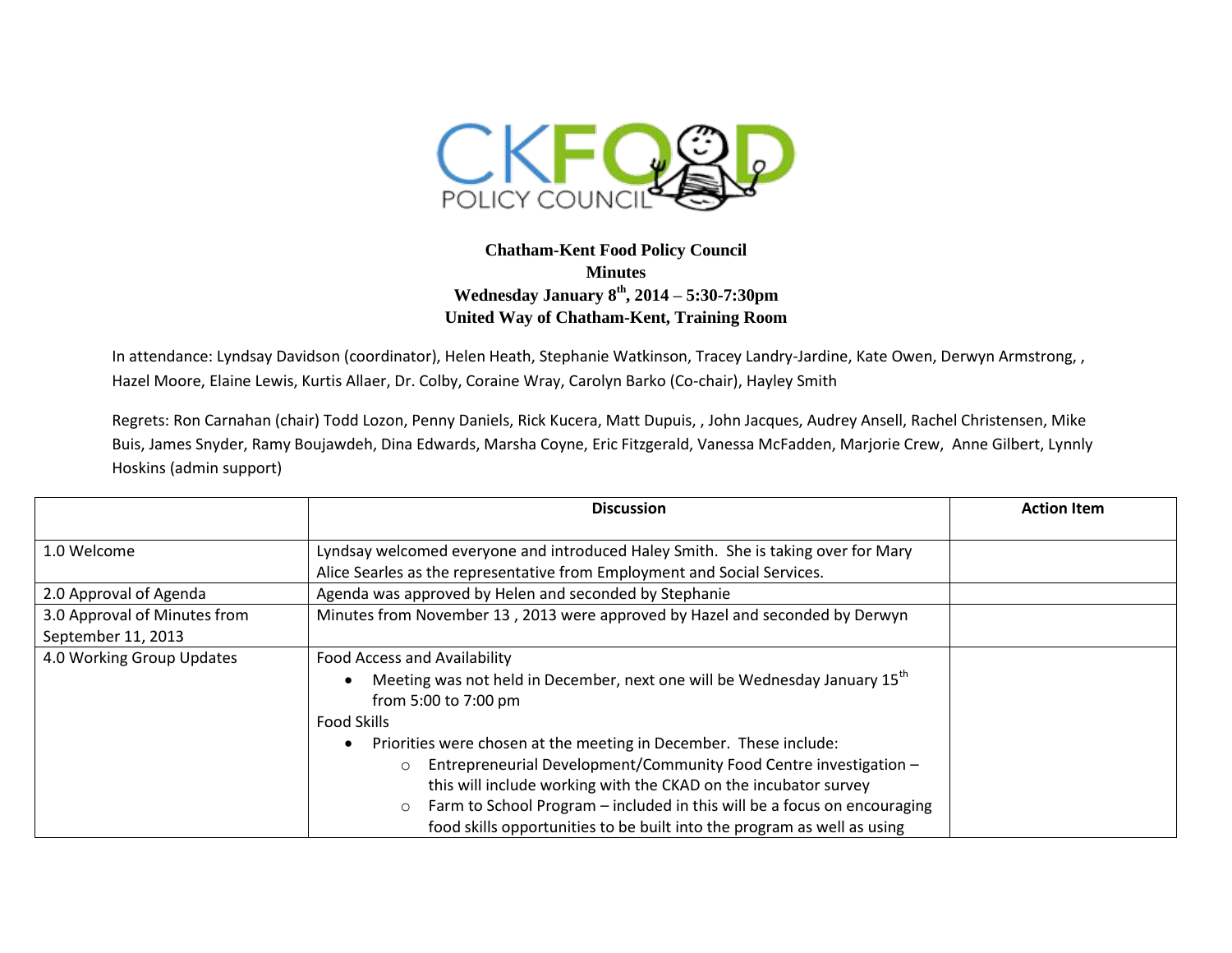**Chatham-Kent Food Policy Council**
**Minutes**
**Wednesday January 8th, 2014 – 5:30-7:30pm**
**United Way of Chatham-Kent, Training Room**

In attendance: Lyndsay Davidson (coordinator), Helen Heath, Stephanie Watkinson, Tracey Landry-Jardine, Kate Owen, Derwyn Armstrong, , Hazel Moore, Elaine Lewis, Kurtis Allaer, Dr. Colby, Coraine Wray, Carolyn Barko (Co-chair), Hayley Smith

Regrets: Ron Carnahan (chair) Todd Lozon, Penny Daniels, Rick Kucera, Matt Dupuis, , John Jacques, Audrey Ansell, Rachel Christensen, Mike Buis, James Snyder, Ramy Boujawdeh, Dina Edwards, Marsha Coyne, Eric Fitzgerald, Vanessa McFadden, Marjorie Crew, Anne Gilbert, Lynnly Hoskins (admin support)

| | Discussion | Action Item |
|---|---|---|
| 1.0 Welcome | Lyndsay welcomed everyone and introduced Haley Smith. She is taking over for Mary Alice Searles as the representative from Employment and Social Services. | |
| 2.0 Approval of Agenda | Agenda was approved by Helen and seconded by Stephanie | |
| 3.0 Approval of Minutes from September 11, 2013 | Minutes from November 13 , 2013 were approved by Hazel and seconded by Derwyn | |
| 4.0 Working Group Updates | Food Access and Availability<br>• Meeting was not held in December, next one will be Wednesday January 15th from 5:00 to 7:00 pm<br>Food Skills<br>• Priorities were chosen at the meeting in December. These include:<br>  ○ Entrepreneurial Development/Community Food Centre investigation – this will include working with the CKAD on the incubator survey<br>  ○ Farm to School Program – included in this will be a focus on encouraging food skills opportunities to be built into the program as well as using | |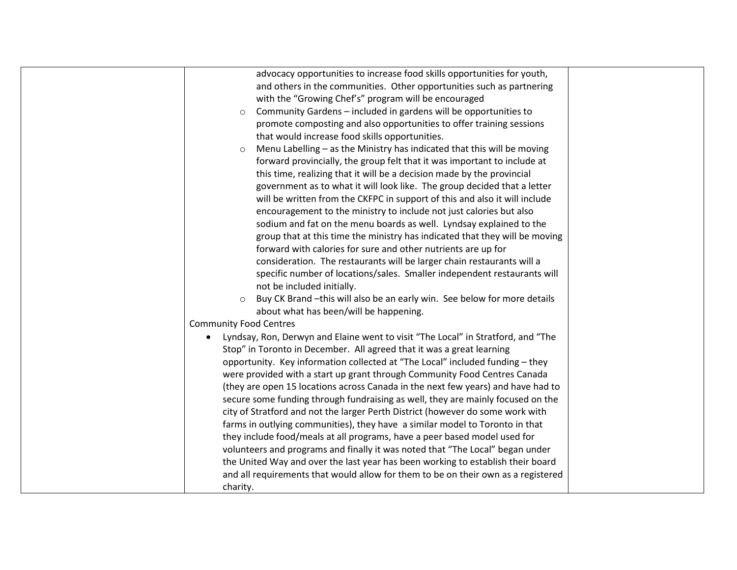|  | advocacy opportunities to increase food skills opportunities for youth, and others in the communities. Other opportunities such as partnering with the "Growing Chef's" program will be encouraged<br>○ Community Gardens – included in gardens will be opportunities to promote composting and also opportunities to offer training sessions that would increase food skills opportunities.<br>○ Menu Labelling – as the Ministry has indicated that this will be moving forward provincially, the group felt that it was important to include at this time, realizing that it will be a decision made by the provincial government as to what it will look like. The group decided that a letter will be written from the CKFPC in support of this and also it will include encouragement to the ministry to include not just calories but also sodium and fat on the menu boards as well. Lyndsay explained to the group that at this time the ministry has indicated that they will be moving forward with calories for sure and other nutrients are up for consideration. The restaurants will be larger chain restaurants will a specific number of locations/sales. Smaller independent restaurants will not be included initially.<br>○ Buy CK Brand –this will also be an early win. See below for more details about what has been/will be happening.<br>Community Food Centres<br>• Lyndsay, Ron, Derwyn and Elaine went to visit "The Local" in Stratford, and "The Stop" in Toronto in December. All agreed that it was a great learning opportunity. Key information collected at "The Local" included funding – they were provided with a start up grant through Community Food Centres Canada (they are open 15 locations across Canada in the next few years) and have had to secure some funding through fundraising as well, they are mainly focused on the city of Stratford and not the larger Perth District (however do some work with farms in outlying communities), they have a similar model to Toronto in that they include food/meals at all programs, have a peer based model used for volunteers and programs and finally it was noted that "The Local" began under the United Way and over the last year has been working to establish their board and all requirements that would allow for them to be on their own as a registered charity. |  |
|---|---|---|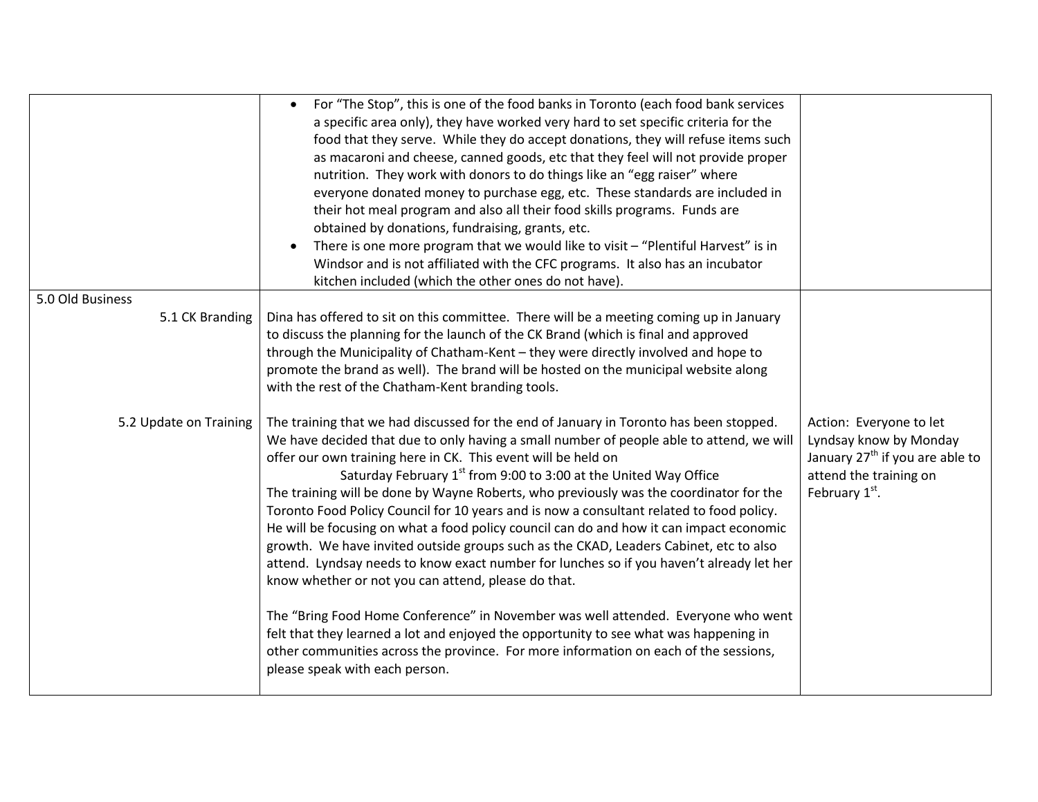| | | |
|---|---|---|
| | • For "The Stop", this is one of the food banks in Toronto (each food bank services a specific area only), they have worked very hard to set specific criteria for the food that they serve. While they do accept donations, they will refuse items such as macaroni and cheese, canned goods, etc that they feel will not provide proper nutrition. They work with donors to do things like an "egg raiser" where everyone donated money to purchase egg, etc. These standards are included in their hot meal program and also all their food skills programs. Funds are obtained by donations, fundraising, grants, etc.<br>• There is one more program that we would like to visit – "Plentiful Harvest" is in Windsor and is not affiliated with the CFC programs. It also has an incubator kitchen included (which the other ones do not have). | |
| 5.0 Old Business<br>5.1 CK Branding | Dina has offered to sit on this committee. There will be a meeting coming up in January to discuss the planning for the launch of the CK Brand (which is final and approved through the Municipality of Chatham-Kent – they were directly involved and hope to promote the brand as well). The brand will be hosted on the municipal website along with the rest of the Chatham-Kent branding tools. | |
| 5.2 Update on Training | The training that we had discussed for the end of January in Toronto has been stopped. We have decided that due to only having a small number of people able to attend, we will offer our own training here in CK. This event will be held on<br>Saturday February 1st from 9:00 to 3:00 at the United Way Office<br>The training will be done by Wayne Roberts, who previously was the coordinator for the Toronto Food Policy Council for 10 years and is now a consultant related to food policy. He will be focusing on what a food policy council can do and how it can impact economic growth. We have invited outside groups such as the CKAD, Leaders Cabinet, etc to also attend. Lyndsay needs to know exact number for lunches so if you haven't already let her know whether or not you can attend, please do that.<br><br>The "Bring Food Home Conference" in November was well attended. Everyone who went felt that they learned a lot and enjoyed the opportunity to see what was happening in other communities across the province. For more information on each of the sessions, please speak with each person. | Action: Everyone to let Lyndsay know by Monday January 27th if you are able to attend the training on February 1st. |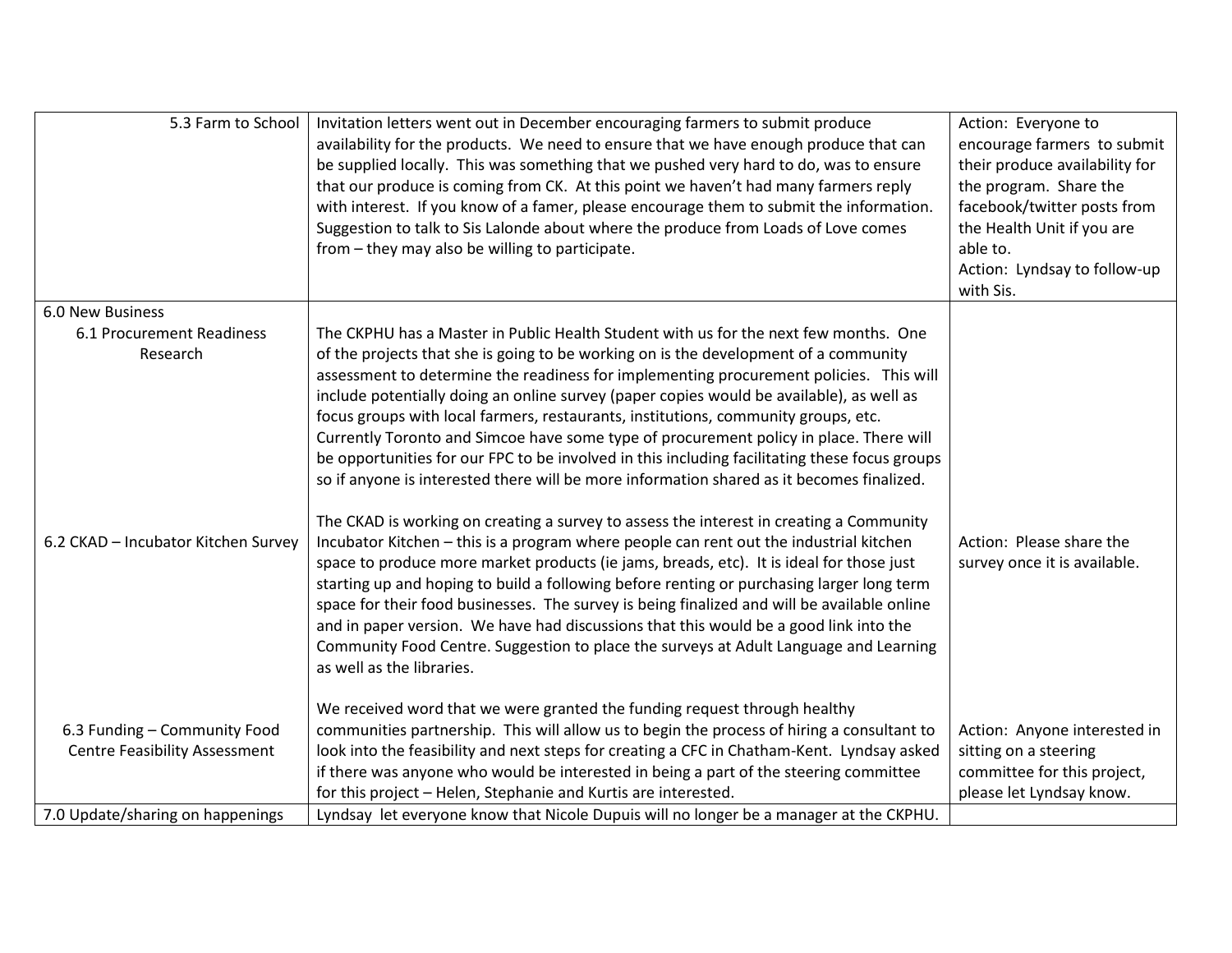| 5.3 Farm to School | Invitation letters went out in December encouraging farmers to submit produce availability for the products. We need to ensure that we have enough produce that can be supplied locally. This was something that we pushed very hard to do, was to ensure that our produce is coming from CK. At this point we haven't had many farmers reply with interest. If you know of a famer, please encourage them to submit the information. Suggestion to talk to Sis Lalonde about where the produce from Loads of Love comes from – they may also be willing to participate. | Action: Everyone to encourage farmers to submit their produce availability for the program. Share the facebook/twitter posts from the Health Unit if you are able to.<br>Action: Lyndsay to follow-up with Sis. |
|---|---|---|
| 6.0 New Business<br>6.1 Procurement Readiness Research | The CKPHU has a Master in Public Health Student with us for the next few months. One of the projects that she is going to be working on is the development of a community assessment to determine the readiness for implementing procurement policies. This will include potentially doing an online survey (paper copies would be available), as well as focus groups with local farmers, restaurants, institutions, community groups, etc. Currently Toronto and Simcoe have some type of procurement policy in place. There will be opportunities for our FPC to be involved in this including facilitating these focus groups so if anyone is interested there will be more information shared as it becomes finalized. | |
| 6.2 CKAD – Incubator Kitchen Survey | The CKAD is working on creating a survey to assess the interest in creating a Community Incubator Kitchen – this is a program where people can rent out the industrial kitchen space to produce more market products (ie jams, breads, etc). It is ideal for those just starting up and hoping to build a following before renting or purchasing larger long term space for their food businesses. The survey is being finalized and will be available online and in paper version. We have had discussions that this would be a good link into the Community Food Centre. Suggestion to place the surveys at Adult Language and Learning as well as the libraries. | Action: Please share the survey once it is available. |
| 6.3 Funding – Community Food Centre Feasibility Assessment | We received word that we were granted the funding request through healthy communities partnership. This will allow us to begin the process of hiring a consultant to look into the feasibility and next steps for creating a CFC in Chatham-Kent. Lyndsay asked if there was anyone who would be interested in being a part of the steering committee for this project – Helen, Stephanie and Kurtis are interested. | Action: Anyone interested in sitting on a steering committee for this project, please let Lyndsay know. |
| 7.0 Update/sharing on happenings | Lyndsay let everyone know that Nicole Dupuis will no longer be a manager at the CKPHU. | |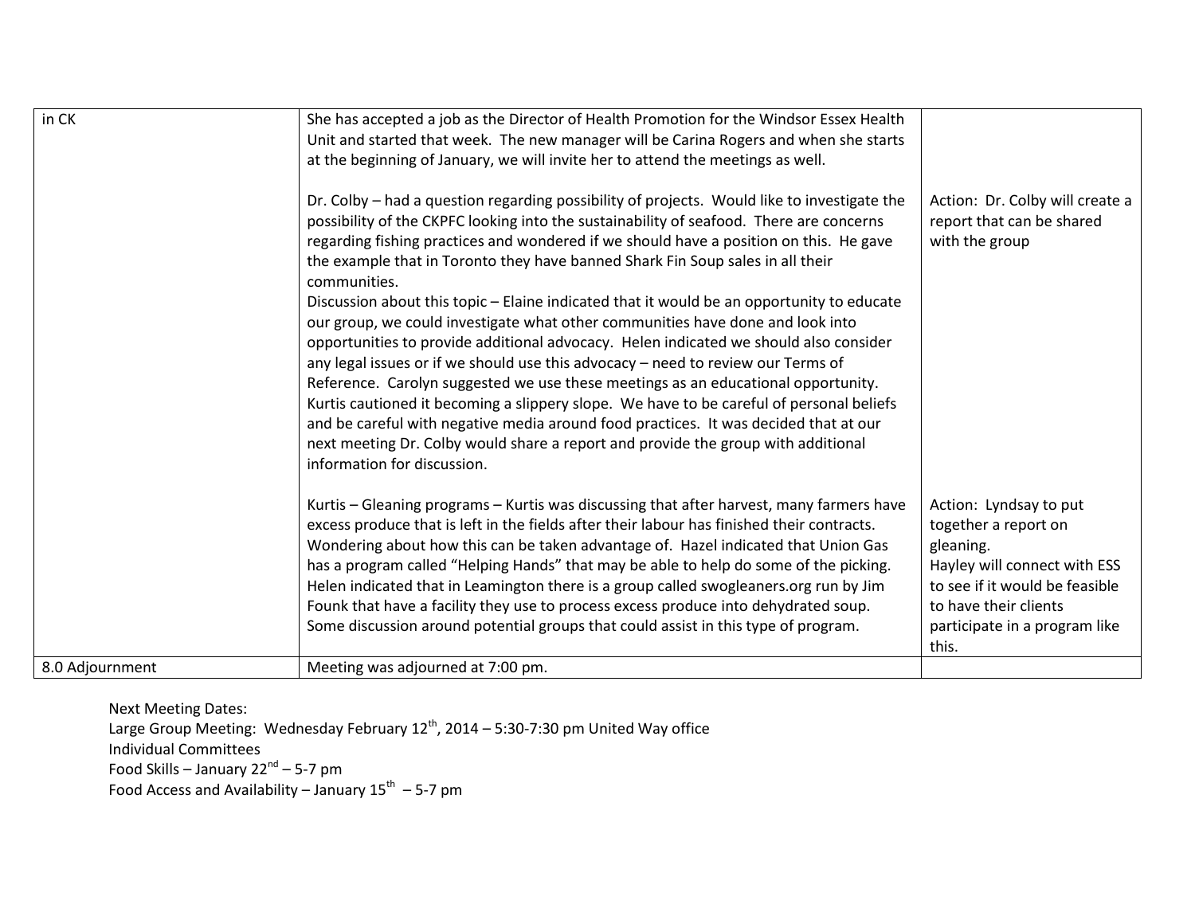| | | |
|---|---|---|
| in CK | She has accepted a job as the Director of Health Promotion for the Windsor Essex Health Unit and started that week. The new manager will be Carina Rogers and when she starts at the beginning of January, we will invite her to attend the meetings as well.<br><br>Dr. Colby – had a question regarding possibility of projects. Would like to investigate the possibility of the CKPFC looking into the sustainability of seafood. There are concerns regarding fishing practices and wondered if we should have a position on this. He gave the example that in Toronto they have banned Shark Fin Soup sales in all their communities.<br>Discussion about this topic – Elaine indicated that it would be an opportunity to educate our group, we could investigate what other communities have done and look into opportunities to provide additional advocacy. Helen indicated we should also consider any legal issues or if we should use this advocacy – need to review our Terms of Reference. Carolyn suggested we use these meetings as an educational opportunity. Kurtis cautioned it becoming a slippery slope. We have to be careful of personal beliefs and be careful with negative media around food practices. It was decided that at our next meeting Dr. Colby would share a report and provide the group with additional information for discussion.<br><br>Kurtis – Gleaning programs – Kurtis was discussing that after harvest, many farmers have excess produce that is left in the fields after their labour has finished their contracts. Wondering about how this can be taken advantage of. Hazel indicated that Union Gas has a program called "Helping Hands" that may be able to help do some of the picking. Helen indicated that in Leamington there is a group called swogleaners.org run by Jim Founk that have a facility they use to process excess produce into dehydrated soup. Some discussion around potential groups that could assist in this type of program. | <br><br><br><br>Action: Dr. Colby will create a report that can be shared with the group<br><br><br><br><br><br><br><br><br><br><br><br><br><br>Action: Lyndsay to put together a report on gleaning.<br>Hayley will connect with ESS to see if it would be feasible to have their clients participate in a program like this. |
| 8.0 Adjournment | Meeting was adjourned at 7:00 pm. | |

Next Meeting Dates:
Large Group Meeting: Wednesday February 12th, 2014 – 5:30-7:30 pm United Way office
Individual Committees
Food Skills – January 22nd – 5-7 pm
Food Access and Availability – January 15th – 5-7 pm